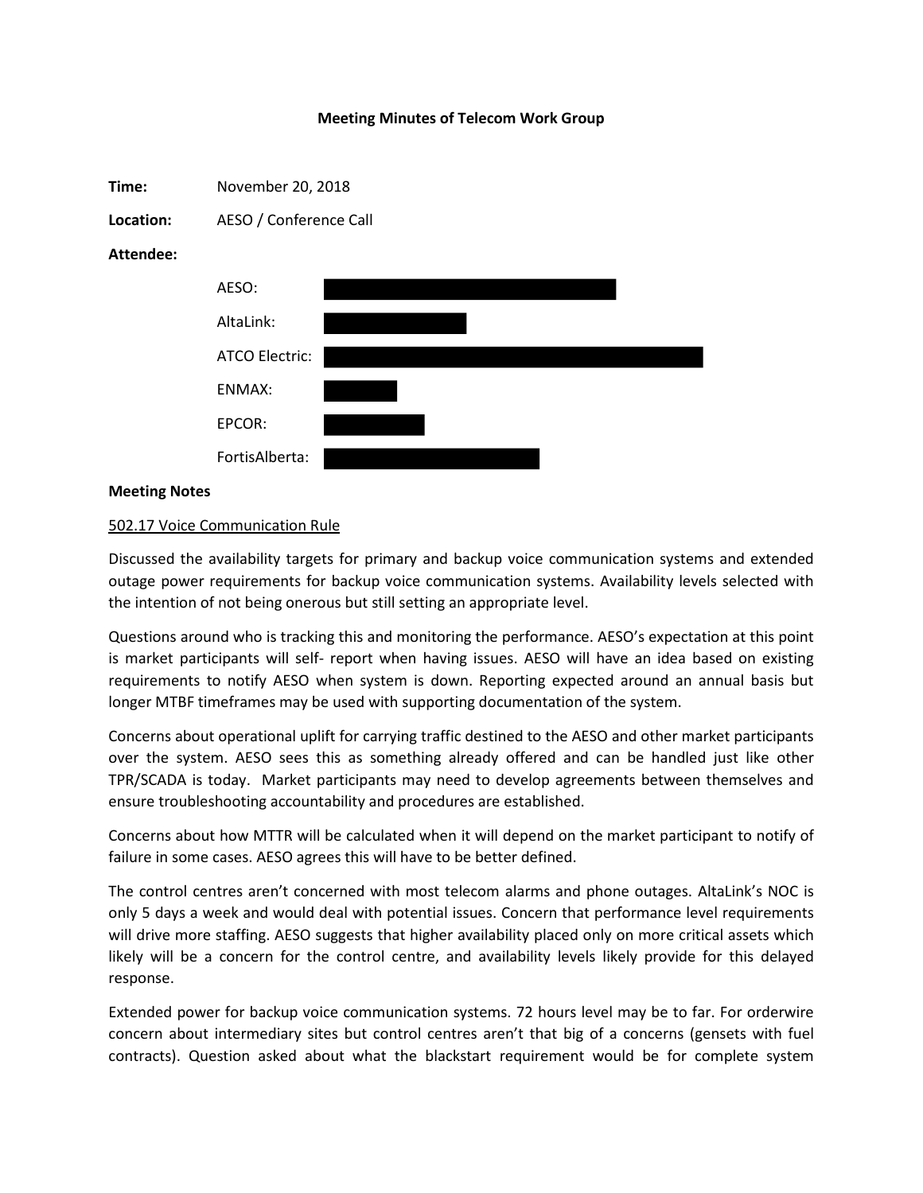**Meeting Minutes of Telecom Work Group**

**Time:** November 20, 2018

**Location:** AESO / Conference Call

**Attendee:**

AESO: [redacted]

AltaLink: [redacted]

ATCO Electric: [redacted]

ENMAX: [redacted]

EPCOR: [redacted]

FortisAlberta: [redacted]

**Meeting Notes**

<u>502.17 Voice Communication Rule</u>

Discussed the availability targets for primary and backup voice communication systems and extended outage power requirements for backup voice communication systems. Availability levels selected with the intention of not being onerous but still setting an appropriate level.

Questions around who is tracking this and monitoring the performance. AESO's expectation at this point is market participants will self- report when having issues. AESO will have an idea based on existing requirements to notify AESO when system is down. Reporting expected around an annual basis but longer MTBF timeframes may be used with supporting documentation of the system.

Concerns about operational uplift for carrying traffic destined to the AESO and other market participants over the system. AESO sees this as something already offered and can be handled just like other TPR/SCADA is today. Market participants may need to develop agreements between themselves and ensure troubleshooting accountability and procedures are established.

Concerns about how MTTR will be calculated when it will depend on the market participant to notify of failure in some cases. AESO agrees this will have to be better defined.

The control centres aren't concerned with most telecom alarms and phone outages. AltaLink's NOC is only 5 days a week and would deal with potential issues. Concern that performance level requirements will drive more staffing. AESO suggests that higher availability placed only on more critical assets which likely will be a concern for the control centre, and availability levels likely provide for this delayed response.

Extended power for backup voice communication systems. 72 hours level may be to far. For orderwire concern about intermediary sites but control centres aren't that big of a concerns (gensets with fuel contracts). Question asked about what the blackstart requirement would be for complete system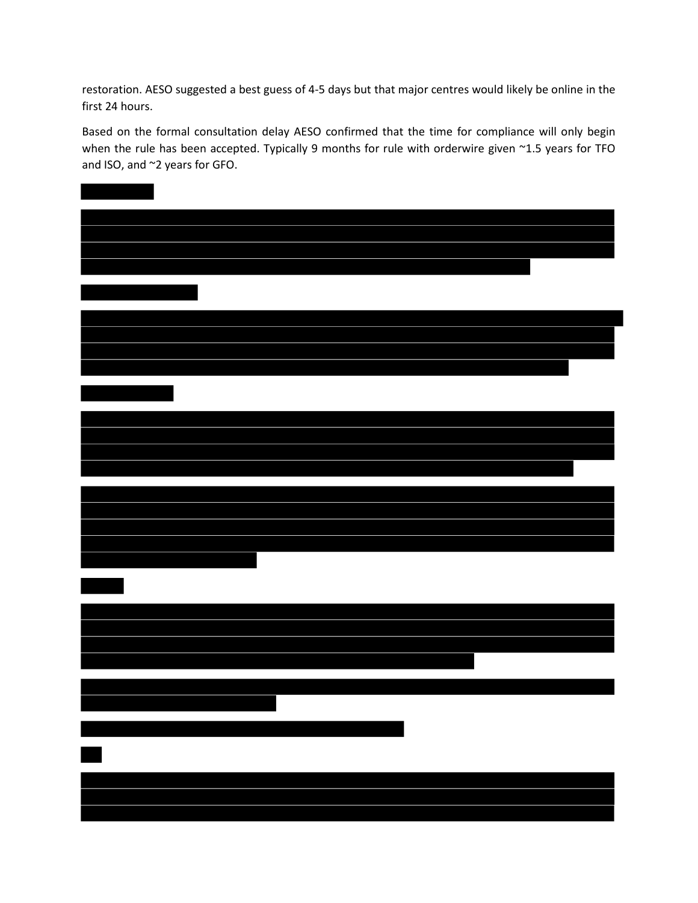restoration. AESO suggested a best guess of 4-5 days but that major centres would likely be online in the first 24 hours.

Based on the formal consultation delay AESO confirmed that the time for compliance will only begin when the rule has been accepted. Typically 9 months for rule with orderwire given ~1.5 years for TFO and ISO, and ~2 years for GFO.